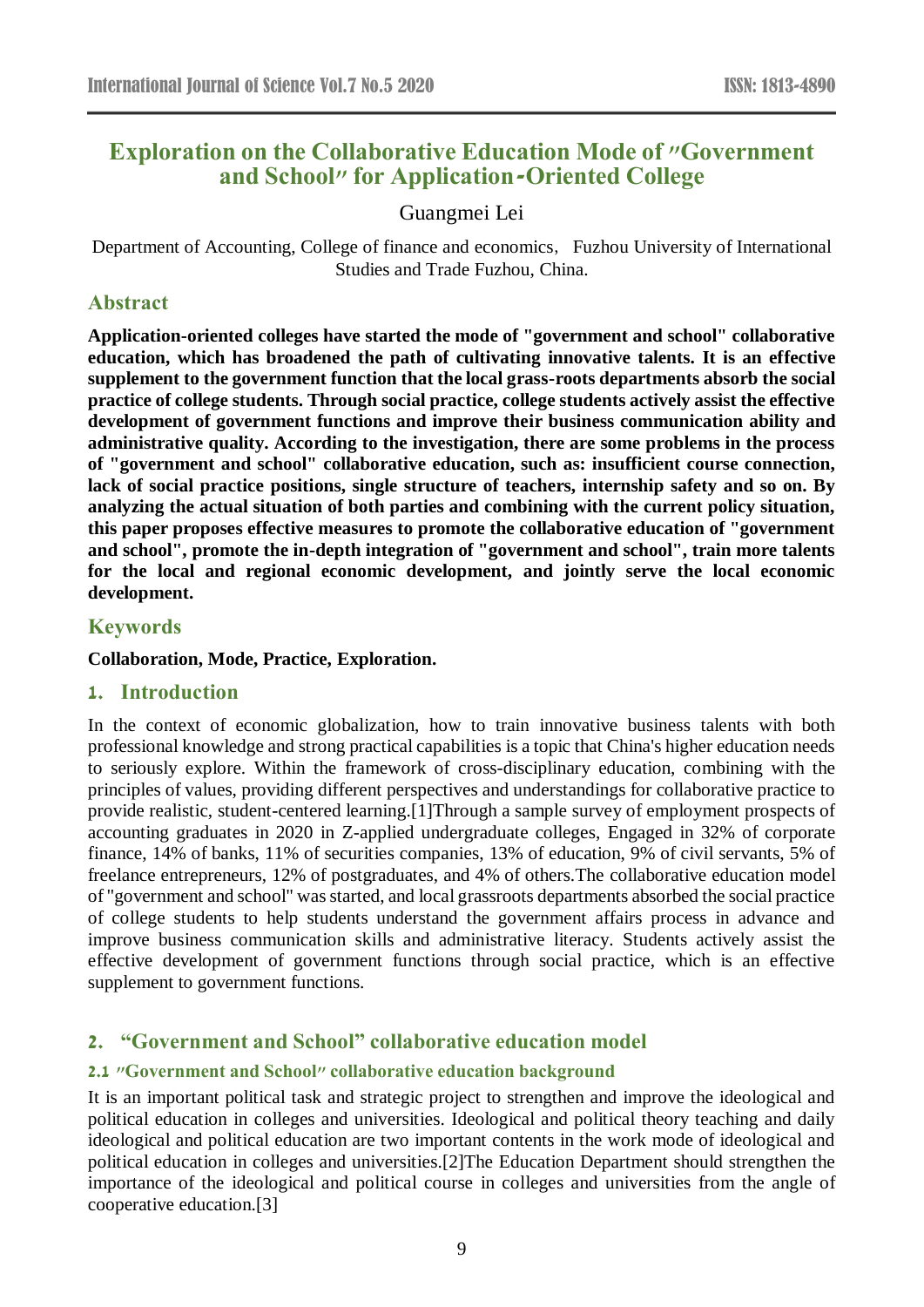# Exploration on the Collaborative Education Mode of "Government and School" for Application-Oriented College

Guangmei Lei

Department of Accounting, College of finance and economics，Fuzhou University of International Studies and Trade Fuzhou, China.

## Abstract

**Application-oriented colleges have started the mode of "government and school" collaborative education, which has broadened the path of cultivating innovative talents. It is an effective supplement to the government function that the local grass-roots departments absorb the social practice of college students. Through social practice, college students actively assist the effective development of government functions and improve their business communication ability and administrative quality. According to the investigation, there are some problems in the process of "government and school" collaborative education, such as: insufficient course connection, lack of social practice positions, single structure of teachers, internship safety and so on. By analyzing the actual situation of both parties and combining with the current policy situation, this paper proposes effective measures to promote the collaborative education of "government and school", promote the in-depth integration of "government and school", train more talents for the local and regional economic development, and jointly serve the local economic development.**

## Keywords

**Collaboration, Mode, Practice, Exploration.**

## 1. Introduction

In the context of economic globalization, how to train innovative business talents with both professional knowledge and strong practical capabilities is a topic that China's higher education needs to seriously explore. Within the framework of cross-disciplinary education, combining with the principles of values, providing different perspectives and understandings for collaborative practice to provide realistic, student-centered learning.[1]Through a sample survey of employment prospects of accounting graduates in 2020 in Z-applied undergraduate colleges, Engaged in 32% of corporate finance, 14% of banks, 11% of securities companies, 13% of education, 9% of civil servants, 5% of freelance entrepreneurs, 12% of postgraduates, and 4% of others.The collaborative education model of "government and school" was started, and local grassroots departments absorbed the social practice of college students to help students understand the government affairs process in advance and improve business communication skills and administrative literacy. Students actively assist the effective development of government functions through social practice, which is an effective supplement to government functions.

## 2. "Government and School" collaborative education model

### 2.1 "Government and School" collaborative education background

It is an important political task and strategic project to strengthen and improve the ideological and political education in colleges and universities. Ideological and political theory teaching and daily ideological and political education are two important contents in the work mode of ideological and political education in colleges and universities.[2]The Education Department should strengthen the importance of the ideological and political course in colleges and universities from the angle of cooperative education.[3]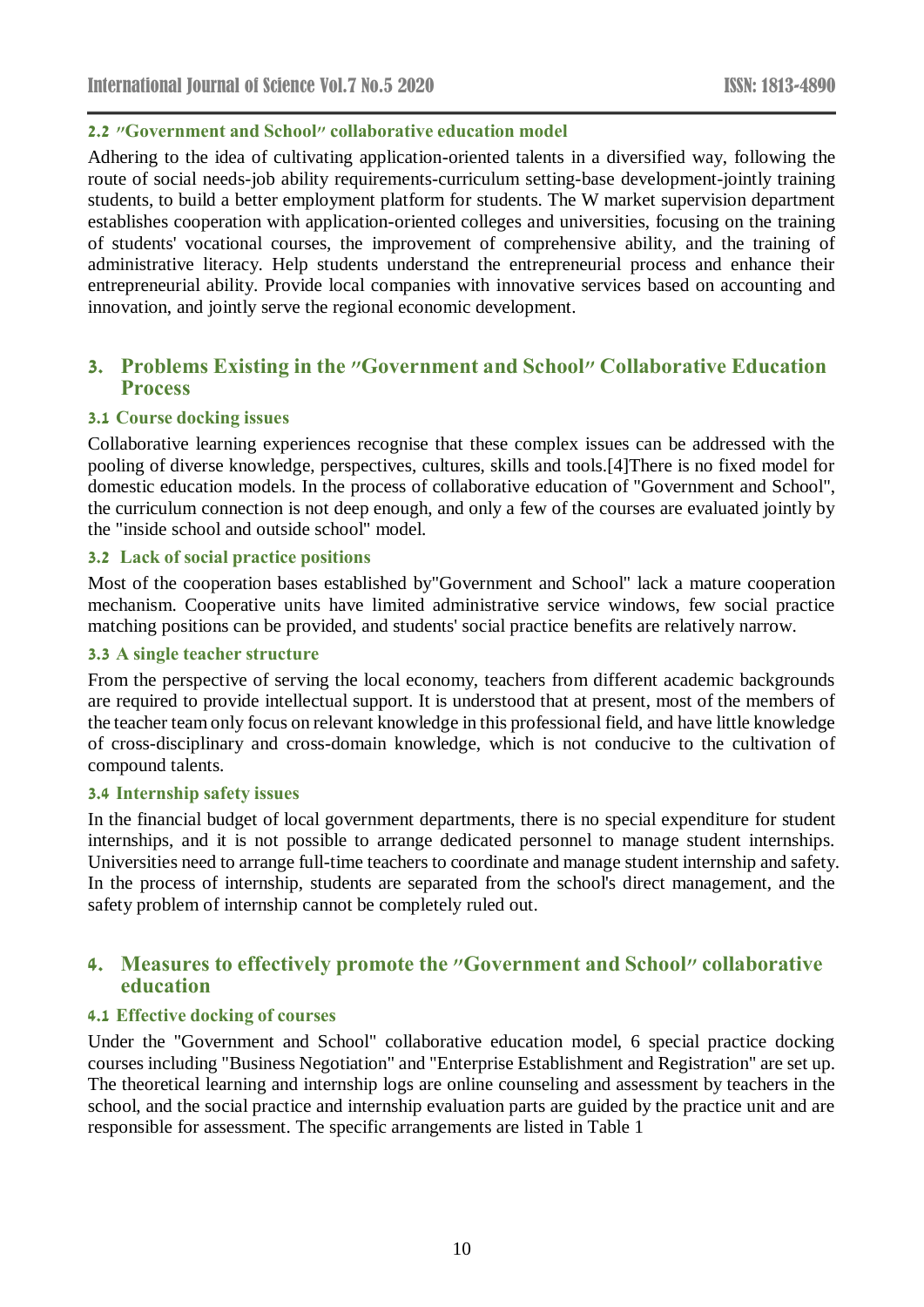### 2.2 "Government and School" collaborative education model

Adhering to the idea of cultivating application-oriented talents in a diversified way, following the route of social needs-job ability requirements-curriculum setting-base development-jointly training students, to build a better employment platform for students. The W market supervision department establishes cooperation with application-oriented colleges and universities, focusing on the training of students' vocational courses, the improvement of comprehensive ability, and the training of administrative literacy. Help students understand the entrepreneurial process and enhance their entrepreneurial ability. Provide local companies with innovative services based on accounting and innovation, and jointly serve the regional economic development.

## 3. Problems Existing in the "Government and School" Collaborative Education Process

### 3.1 Course docking issues

Collaborative learning experiences recognise that these complex issues can be addressed with the pooling of diverse knowledge, perspectives, cultures, skills and tools.[4]There is no fixed model for domestic education models. In the process of collaborative education of "Government and School", the curriculum connection is not deep enough, and only a few of the courses are evaluated jointly by the "inside school and outside school" model.

### 3.2 Lack of social practice positions

Most of the cooperation bases established by"Government and School" lack a mature cooperation mechanism. Cooperative units have limited administrative service windows, few social practice matching positions can be provided, and students' social practice benefits are relatively narrow.

### 3.3 A single teacher structure

From the perspective of serving the local economy, teachers from different academic backgrounds are required to provide intellectual support. It is understood that at present, most of the members of the teacher team only focus on relevant knowledge in this professional field, and have little knowledge of cross-disciplinary and cross-domain knowledge, which is not conducive to the cultivation of compound talents.

### 3.4 Internship safety issues

In the financial budget of local government departments, there is no special expenditure for student internships, and it is not possible to arrange dedicated personnel to manage student internships. Universities need to arrange full-time teachers to coordinate and manage student internship and safety. In the process of internship, students are separated from the school's direct management, and the safety problem of internship cannot be completely ruled out.

## 4. Measures to effectively promote the "Government and School" collaborative education

### 4.1 Effective docking of courses

Under the "Government and School" collaborative education model, 6 special practice docking courses including "Business Negotiation" and "Enterprise Establishment and Registration" are set up. The theoretical learning and internship logs are online counseling and assessment by teachers in the school, and the social practice and internship evaluation parts are guided by the practice unit and are responsible for assessment. The specific arrangements are listed in Table 1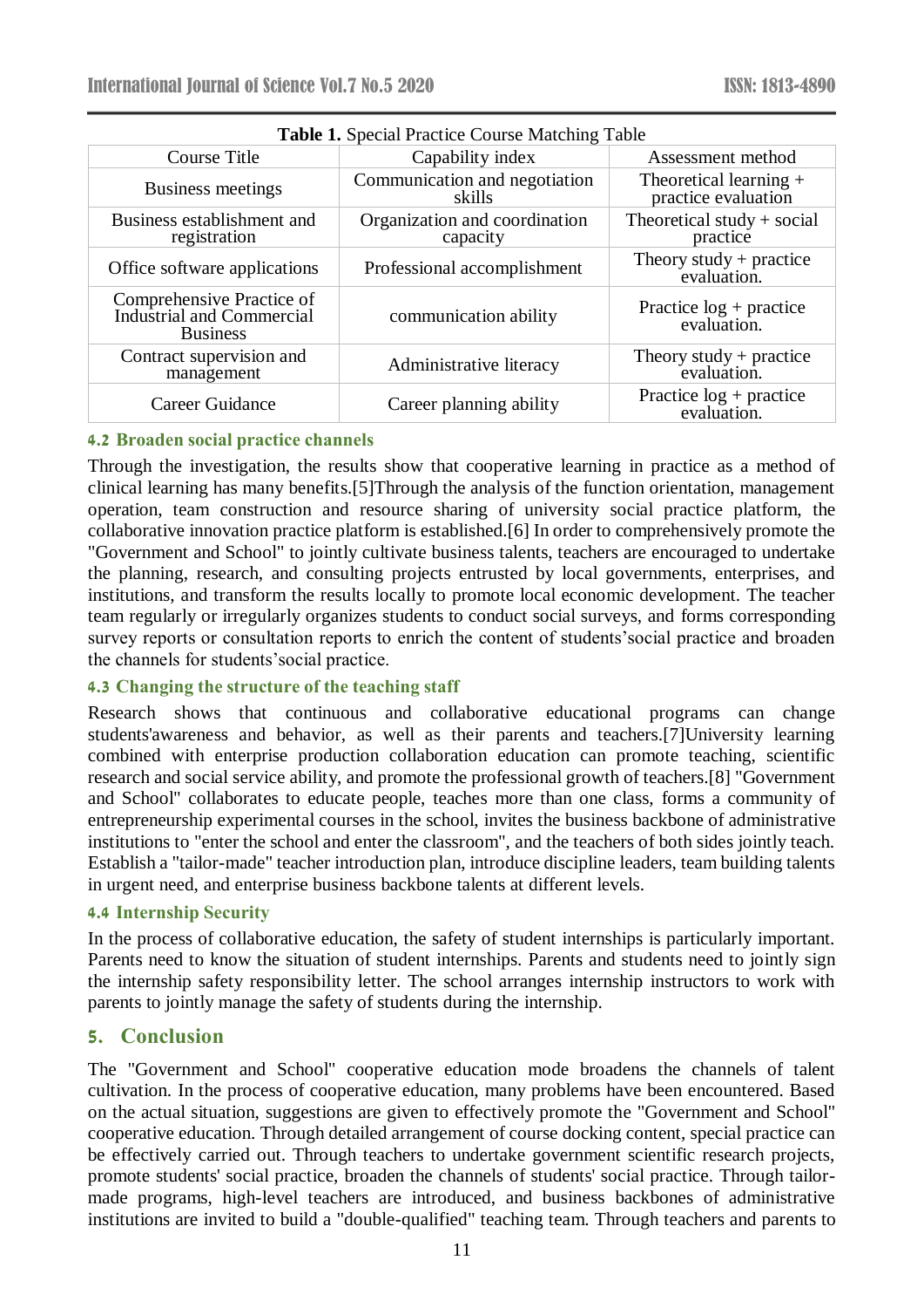**Table 1.** Special Practice Course Matching Table

| Course Title | Capability index | Assessment method |
|---|---|---|
| Business meetings | Communication and negotiation skills | Theoretical learning + practice evaluation |
| Business establishment and registration | Organization and coordination capacity | Theoretical study + social practice |
| Office software applications | Professional accomplishment | Theory study + practice evaluation. |
| Comprehensive Practice of Industrial and Commercial Business | communication ability | Practice log + practice evaluation. |
| Contract supervision and management | Administrative literacy | Theory study + practice evaluation. |
| Career Guidance | Career planning ability | Practice log + practice evaluation. |

### 4.2 Broaden social practice channels

Through the investigation, the results show that cooperative learning in practice as a method of clinical learning has many benefits.[5]Through the analysis of the function orientation, management operation, team construction and resource sharing of university social practice platform, the collaborative innovation practice platform is established.[6] In order to comprehensively promote the "Government and School" to jointly cultivate business talents, teachers are encouraged to undertake the planning, research, and consulting projects entrusted by local governments, enterprises, and institutions, and transform the results locally to promote local economic development. The teacher team regularly or irregularly organizes students to conduct social surveys, and forms corresponding survey reports or consultation reports to enrich the content of students'social practice and broaden the channels for students'social practice.

### 4.3 Changing the structure of the teaching staff

Research shows that continuous and collaborative educational programs can change students'awareness and behavior, as well as their parents and teachers.[7]University learning combined with enterprise production collaboration education can promote teaching, scientific research and social service ability, and promote the professional growth of teachers.[8] "Government and School" collaborates to educate people, teaches more than one class, forms a community of entrepreneurship experimental courses in the school, invites the business backbone of administrative institutions to "enter the school and enter the classroom", and the teachers of both sides jointly teach. Establish a "tailor-made" teacher introduction plan, introduce discipline leaders, team building talents in urgent need, and enterprise business backbone talents at different levels.

### 4.4 Internship Security

In the process of collaborative education, the safety of student internships is particularly important. Parents need to know the situation of student internships. Parents and students need to jointly sign the internship safety responsibility letter. The school arranges internship instructors to work with parents to jointly manage the safety of students during the internship.

## 5. Conclusion

The "Government and School" cooperative education mode broadens the channels of talent cultivation. In the process of cooperative education, many problems have been encountered. Based on the actual situation, suggestions are given to effectively promote the "Government and School" cooperative education. Through detailed arrangement of course docking content, special practice can be effectively carried out. Through teachers to undertake government scientific research projects, promote students' social practice, broaden the channels of students' social practice. Through tailor-made programs, high-level teachers are introduced, and business backbones of administrative institutions are invited to build a "double-qualified" teaching team. Through teachers and parents to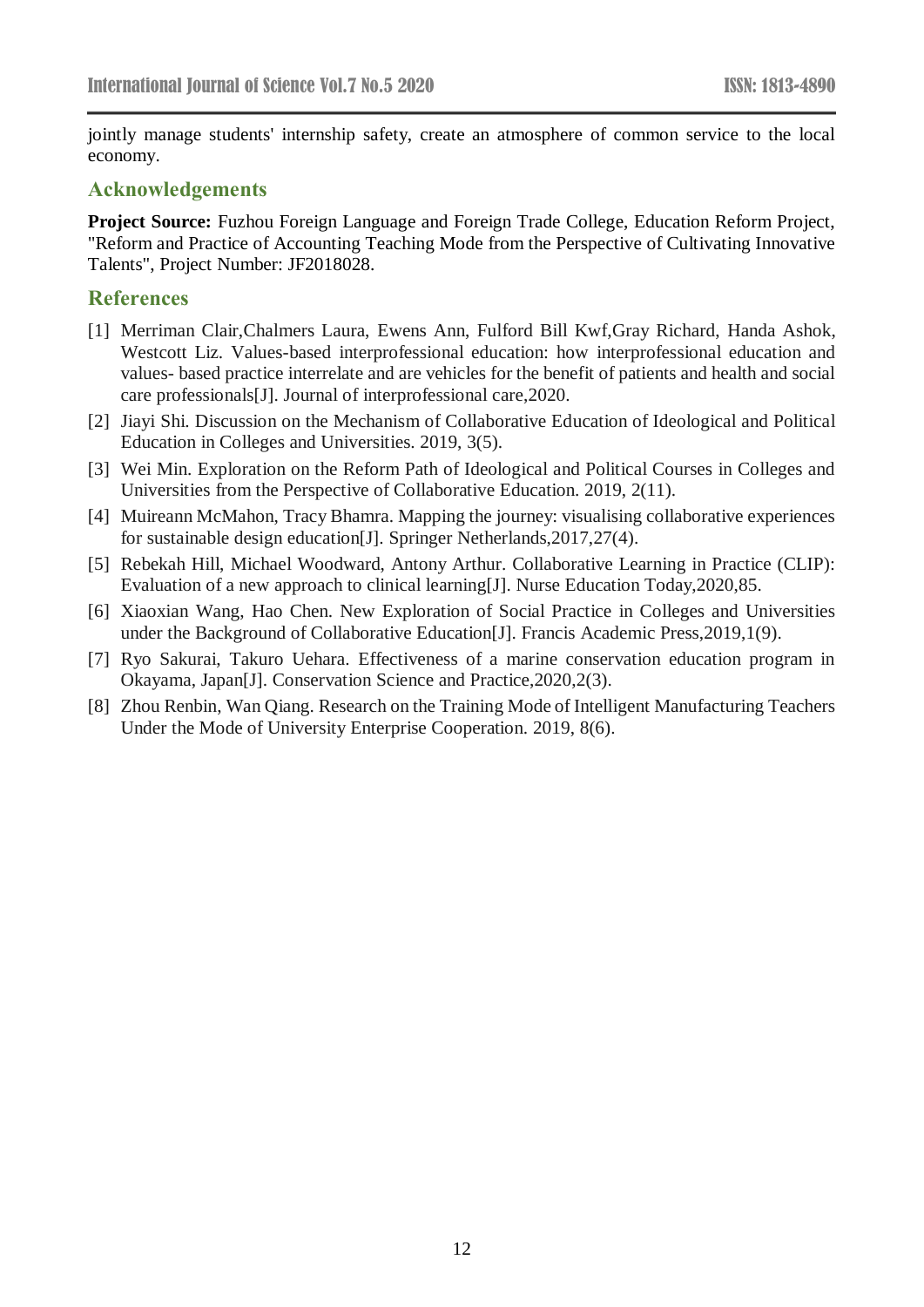jointly manage students' internship safety, create an atmosphere of common service to the local economy.

## Acknowledgements

**Project Source:** Fuzhou Foreign Language and Foreign Trade College, Education Reform Project, "Reform and Practice of Accounting Teaching Mode from the Perspective of Cultivating Innovative Talents", Project Number: JF2018028.

## References

[1] Merriman Clair,Chalmers Laura, Ewens Ann, Fulford Bill Kwf,Gray Richard, Handa Ashok, Westcott Liz. Values-based interprofessional education: how interprofessional education and values- based practice interrelate and are vehicles for the benefit of patients and health and social care professionals[J]. Journal of interprofessional care,2020.

[2] Jiayi Shi. Discussion on the Mechanism of Collaborative Education of Ideological and Political Education in Colleges and Universities. 2019, 3(5).

[3] Wei Min. Exploration on the Reform Path of Ideological and Political Courses in Colleges and Universities from the Perspective of Collaborative Education. 2019, 2(11).

[4] Muireann McMahon, Tracy Bhamra. Mapping the journey: visualising collaborative experiences for sustainable design education[J]. Springer Netherlands,2017,27(4).

[5] Rebekah Hill, Michael Woodward, Antony Arthur. Collaborative Learning in Practice (CLIP): Evaluation of a new approach to clinical learning[J]. Nurse Education Today,2020,85.

[6] Xiaoxian Wang, Hao Chen. New Exploration of Social Practice in Colleges and Universities under the Background of Collaborative Education[J]. Francis Academic Press,2019,1(9).

[7] Ryo Sakurai, Takuro Uehara. Effectiveness of a marine conservation education program in Okayama, Japan[J]. Conservation Science and Practice,2020,2(3).

[8] Zhou Renbin, Wan Qiang. Research on the Training Mode of Intelligent Manufacturing Teachers Under the Mode of University Enterprise Cooperation. 2019, 8(6).